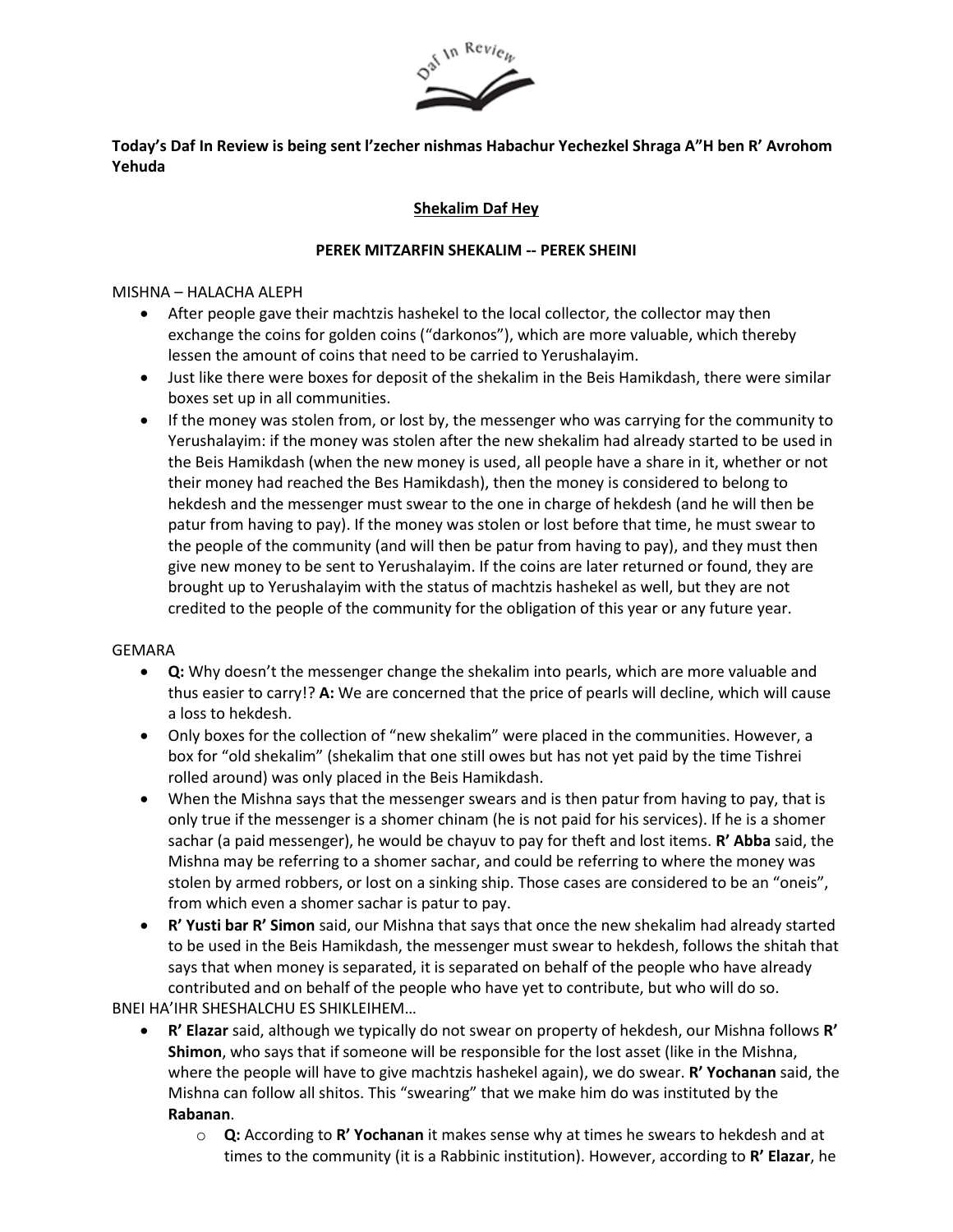**Today's Daf In Review is being sent l'zecher nishmas Habachur Yechezkel Shraga A"H ben R' Avrohom Yehuda**

## Shekalim Daf Hey

### PEREK MITZARFIN SHEKALIM -- PEREK SHEINI

MISHNA – HALACHA ALEPH

- After people gave their machtzis hashekel to the local collector, the collector may then exchange the coins for golden coins ("darkonos"), which are more valuable, which thereby lessen the amount of coins that need to be carried to Yerushalayim.
- Just like there were boxes for deposit of the shekalim in the Beis Hamikdash, there were similar boxes set up in all communities.
- If the money was stolen from, or lost by, the messenger who was carrying for the community to Yerushalayim: if the money was stolen after the new shekalim had already started to be used in the Beis Hamikdash (when the new money is used, all people have a share in it, whether or not their money had reached the Bes Hamikdash), then the money is considered to belong to hekdesh and the messenger must swear to the one in charge of hekdesh (and he will then be patur from having to pay). If the money was stolen or lost before that time, he must swear to the people of the community (and will then be patur from having to pay), and they must then give new money to be sent to Yerushalayim. If the coins are later returned or found, they are brought up to Yerushalayim with the status of machtzis hashekel as well, but they are not credited to the people of the community for the obligation of this year or any future year.

GEMARA

- **Q:** Why doesn't the messenger change the shekalim into pearls, which are more valuable and thus easier to carry!? **A:** We are concerned that the price of pearls will decline, which will cause a loss to hekdesh.
- Only boxes for the collection of "new shekalim" were placed in the communities. However, a box for "old shekalim" (shekalim that one still owes but has not yet paid by the time Tishrei rolled around) was only placed in the Beis Hamikdash.
- When the Mishna says that the messenger swears and is then patur from having to pay, that is only true if the messenger is a shomer chinam (he is not paid for his services). If he is a shomer sachar (a paid messenger), he would be chayuv to pay for theft and lost items. **R' Abba** said, the Mishna may be referring to a shomer sachar, and could be referring to where the money was stolen by armed robbers, or lost on a sinking ship. Those cases are considered to be an "oneis", from which even a shomer sachar is patur to pay.
- **R' Yusti bar R' Simon** said, our Mishna that says that once the new shekalim had already started to be used in the Beis Hamikdash, the messenger must swear to hekdesh, follows the shitah that says that when money is separated, it is separated on behalf of the people who have already contributed and on behalf of the people who have yet to contribute, but who will do so.

BNEI HA'IHR SHESHALCHU ES SHIKLEIHEM…

- **R' Elazar** said, although we typically do not swear on property of hekdesh, our Mishna follows **R' Shimon**, who says that if someone will be responsible for the lost asset (like in the Mishna, where the people will have to give machtzis hashekel again), we do swear. **R' Yochanan** said, the Mishna can follow all shitos. This "swearing" that we make him do was instituted by the **Rabanan**.
  - **Q:** According to **R' Yochanan** it makes sense why at times he swears to hekdesh and at times to the community (it is a Rabbinic institution). However, according to **R' Elazar**, he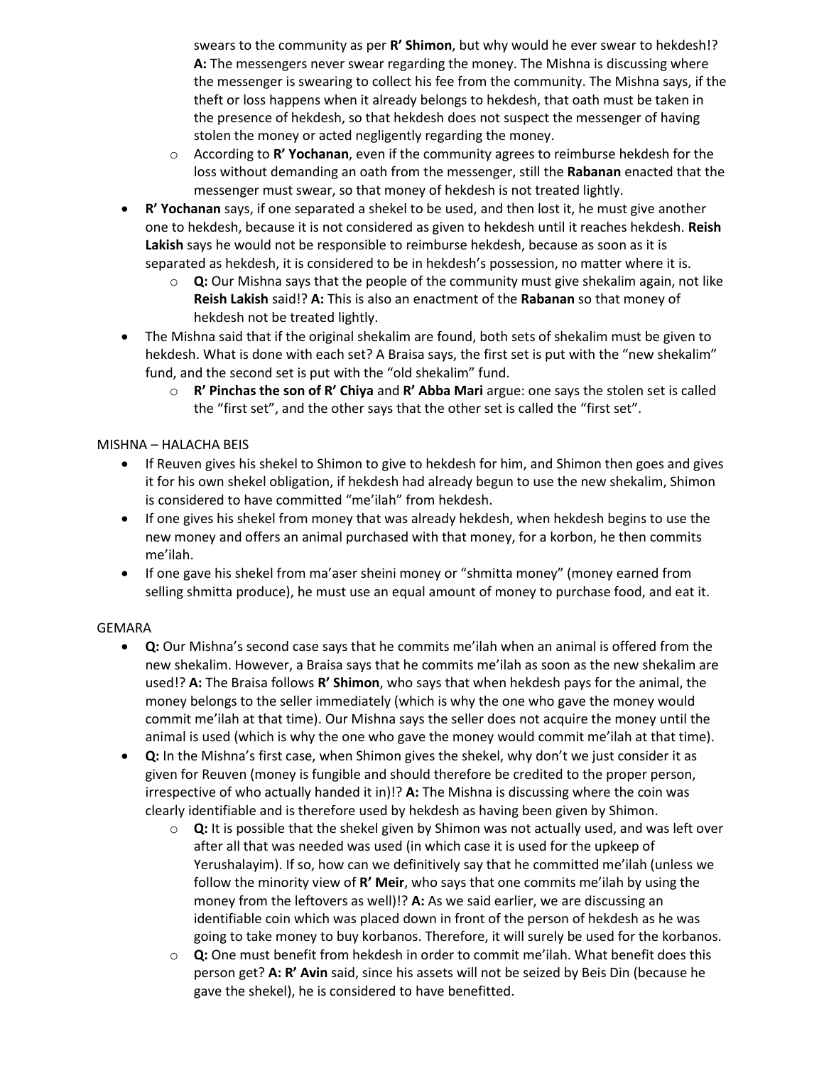swears to the community as per **R' Shimon**, but why would he ever swear to hekdesh!? **A:** The messengers never swear regarding the money. The Mishna is discussing where the messenger is swearing to collect his fee from the community. The Mishna says, if the theft or loss happens when it already belongs to hekdesh, that oath must be taken in the presence of hekdesh, so that hekdesh does not suspect the messenger of having stolen the money or acted negligently regarding the money.
    - According to **R' Yochanan**, even if the community agrees to reimburse hekdesh for the loss without demanding an oath from the messenger, still the **Rabanan** enacted that the messenger must swear, so that money of hekdesh is not treated lightly.
- **R' Yochanan** says, if one separated a shekel to be used, and then lost it, he must give another one to hekdesh, because it is not considered as given to hekdesh until it reaches hekdesh. **Reish Lakish** says he would not be responsible to reimburse hekdesh, because as soon as it is separated as hekdesh, it is considered to be in hekdesh's possession, no matter where it is.
    - **Q:** Our Mishna says that the people of the community must give shekalim again, not like **Reish Lakish** said!? **A:** This is also an enactment of the **Rabanan** so that money of hekdesh not be treated lightly.
- The Mishna said that if the original shekalim are found, both sets of shekalim must be given to hekdesh. What is done with each set? A Braisa says, the first set is put with the "new shekalim" fund, and the second set is put with the "old shekalim" fund.
    - **R' Pinchas the son of R' Chiya** and **R' Abba Mari** argue: one says the stolen set is called the "first set", and the other says that the other set is called the "first set".

MISHNA – HALACHA BEIS

- If Reuven gives his shekel to Shimon to give to hekdesh for him, and Shimon then goes and gives it for his own shekel obligation, if hekdesh had already begun to use the new shekalim, Shimon is considered to have committed "me'ilah" from hekdesh.
- If one gives his shekel from money that was already hekdesh, when hekdesh begins to use the new money and offers an animal purchased with that money, for a korbon, he then commits me'ilah.
- If one gave his shekel from ma'aser sheini money or "shmitta money" (money earned from selling shmitta produce), he must use an equal amount of money to purchase food, and eat it.

GEMARA

- **Q:** Our Mishna's second case says that he commits me'ilah when an animal is offered from the new shekalim. However, a Braisa says that he commits me'ilah as soon as the new shekalim are used!? **A:** The Braisa follows **R' Shimon**, who says that when hekdesh pays for the animal, the money belongs to the seller immediately (which is why the one who gave the money would commit me'ilah at that time). Our Mishna says the seller does not acquire the money until the animal is used (which is why the one who gave the money would commit me'ilah at that time).
- **Q:** In the Mishna's first case, when Shimon gives the shekel, why don't we just consider it as given for Reuven (money is fungible and should therefore be credited to the proper person, irrespective of who actually handed it in)!? **A:** The Mishna is discussing where the coin was clearly identifiable and is therefore used by hekdesh as having been given by Shimon.
    - **Q:** It is possible that the shekel given by Shimon was not actually used, and was left over after all that was needed was used (in which case it is used for the upkeep of Yerushalayim). If so, how can we definitively say that he committed me'ilah (unless we follow the minority view of **R' Meir**, who says that one commits me'ilah by using the money from the leftovers as well)!? **A:** As we said earlier, we are discussing an identifiable coin which was placed down in front of the person of hekdesh as he was going to take money to buy korbanos. Therefore, it will surely be used for the korbanos.
    - **Q:** One must benefit from hekdesh in order to commit me'ilah. What benefit does this person get? **A: R' Avin** said, since his assets will not be seized by Beis Din (because he gave the shekel), he is considered to have benefitted.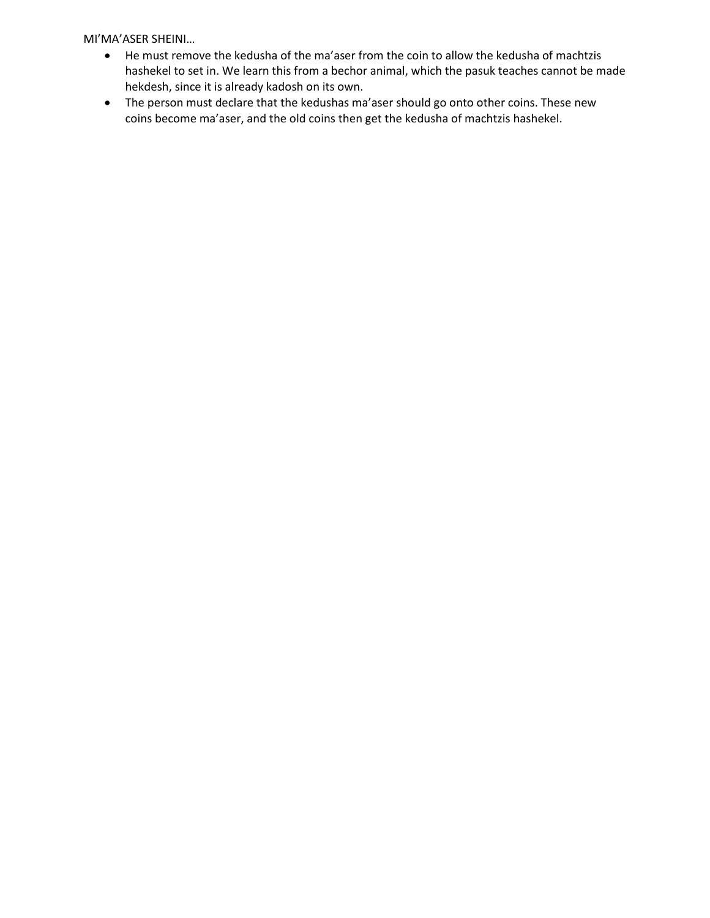MI'MA'ASER SHEINI…

- He must remove the kedusha of the ma'aser from the coin to allow the kedusha of machtzis hashekel to set in. We learn this from a bechor animal, which the pasuk teaches cannot be made hekdesh, since it is already kadosh on its own.
- The person must declare that the kedushas ma'aser should go onto other coins. These new coins become ma'aser, and the old coins then get the kedusha of machtzis hashekel.